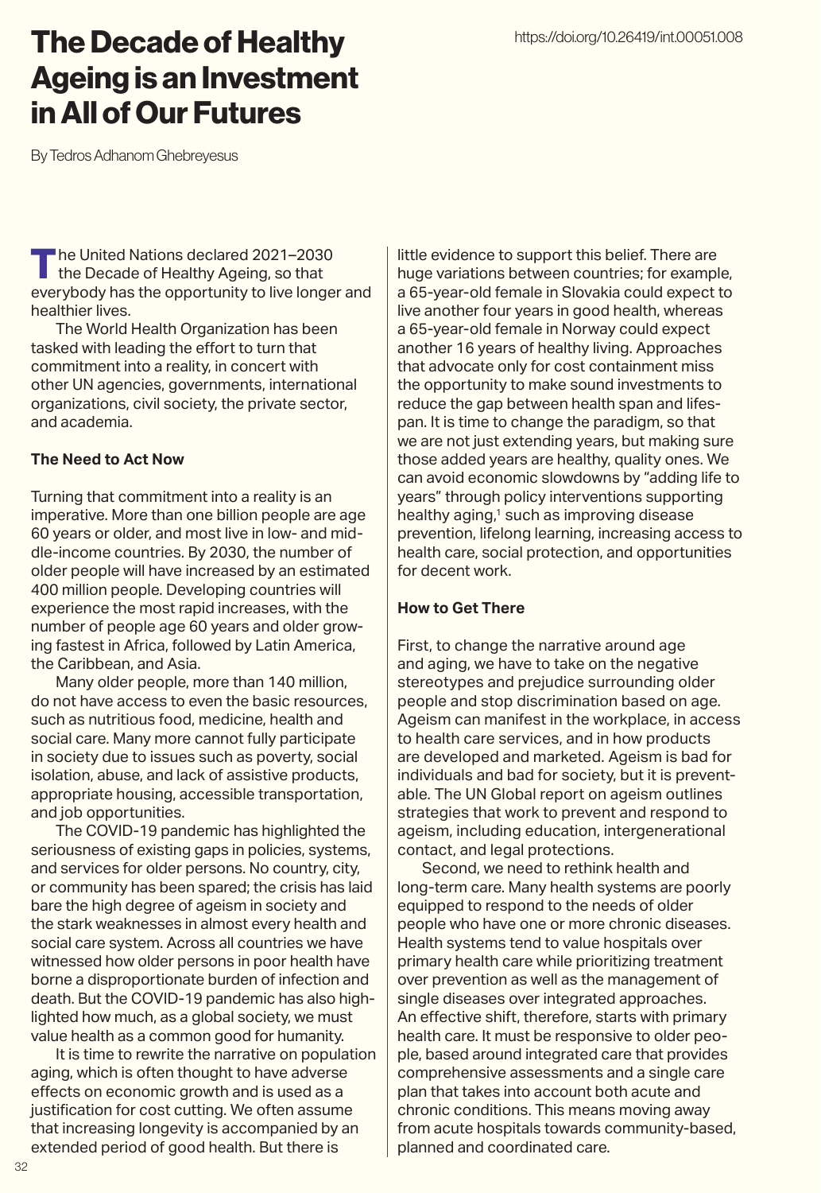# The Decade of Healthy Ageing is an Investment in All of Our Futures

https://doi.org/10.26419/int.00051.008

By Tedros Adhanom Ghebreyesus

The United Nations declared 2021–2030 the Decade of Healthy Ageing, so that everybody has the opportunity to live longer and healthier lives.

The World Health Organization has been tasked with leading the effort to turn that commitment into a reality, in concert with other UN agencies, governments, international organizations, civil society, the private sector, and academia.

**The Need to Act Now**

Turning that commitment into a reality is an imperative. More than one billion people are age 60 years or older, and most live in low- and middle-income countries. By 2030, the number of older people will have increased by an estimated 400 million people. Developing countries will experience the most rapid increases, with the number of people age 60 years and older growing fastest in Africa, followed by Latin America, the Caribbean, and Asia.

Many older people, more than 140 million, do not have access to even the basic resources, such as nutritious food, medicine, health and social care. Many more cannot fully participate in society due to issues such as poverty, social isolation, abuse, and lack of assistive products, appropriate housing, accessible transportation, and job opportunities.

The COVID-19 pandemic has highlighted the seriousness of existing gaps in policies, systems, and services for older persons. No country, city, or community has been spared; the crisis has laid bare the high degree of ageism in society and the stark weaknesses in almost every health and social care system. Across all countries we have witnessed how older persons in poor health have borne a disproportionate burden of infection and death. But the COVID-19 pandemic has also highlighted how much, as a global society, we must value health as a common good for humanity.

It is time to rewrite the narrative on population aging, which is often thought to have adverse effects on economic growth and is used as a justification for cost cutting. We often assume that increasing longevity is accompanied by an extended period of good health. But there is little evidence to support this belief. There are huge variations between countries; for example, a 65-year-old female in Slovakia could expect to live another four years in good health, whereas a 65-year-old female in Norway could expect another 16 years of healthy living. Approaches that advocate only for cost containment miss the opportunity to make sound investments to reduce the gap between health span and lifespan. It is time to change the paradigm, so that we are not just extending years, but making sure those added years are healthy, quality ones. We can avoid economic slowdowns by "adding life to years" through policy interventions supporting healthy aging,[1] such as improving disease prevention, lifelong learning, increasing access to health care, social protection, and opportunities for decent work.

**How to Get There**

First, to change the narrative around age and aging, we have to take on the negative stereotypes and prejudice surrounding older people and stop discrimination based on age. Ageism can manifest in the workplace, in access to health care services, and in how products are developed and marketed. Ageism is bad for individuals and bad for society, but it is preventable. The UN Global report on ageism outlines strategies that work to prevent and respond to ageism, including education, intergenerational contact, and legal protections.

Second, we need to rethink health and long-term care. Many health systems are poorly equipped to respond to the needs of older people who have one or more chronic diseases. Health systems tend to value hospitals over primary health care while prioritizing treatment over prevention as well as the management of single diseases over integrated approaches. An effective shift, therefore, starts with primary health care. It must be responsive to older people, based around integrated care that provides comprehensive assessments and a single care plan that takes into account both acute and chronic conditions. This means moving away from acute hospitals towards community-based, planned and coordinated care.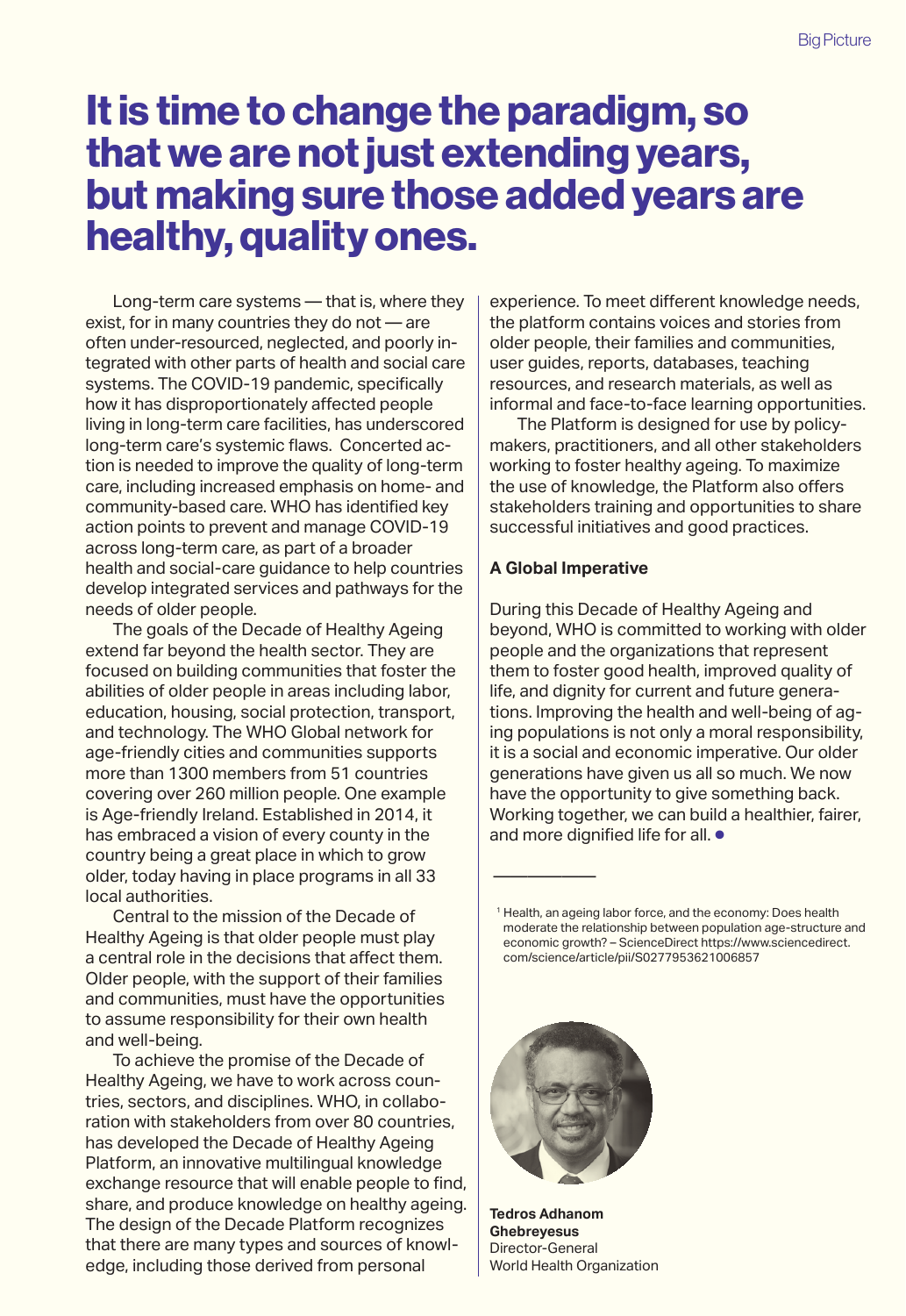# It is time to change the paradigm, so that we are not just extending years, but making sure those added years are healthy, quality ones.

Long-term care systems — that is, where they exist, for in many countries they do not — are often under-resourced, neglected, and poorly integrated with other parts of health and social care systems. The COVID-19 pandemic, specifically how it has disproportionately affected people living in long-term care facilities, has underscored long-term care's systemic flaws. Concerted action is needed to improve the quality of long-term care, including increased emphasis on home- and community-based care. WHO has identified key action points to prevent and manage COVID-19 across long-term care, as part of a broader health and social-care guidance to help countries develop integrated services and pathways for the needs of older people.

The goals of the Decade of Healthy Ageing extend far beyond the health sector. They are focused on building communities that foster the abilities of older people in areas including labor, education, housing, social protection, transport, and technology. The WHO Global network for age-friendly cities and communities supports more than 1300 members from 51 countries covering over 260 million people. One example is Age-friendly Ireland. Established in 2014, it has embraced a vision of every county in the country being a great place in which to grow older, today having in place programs in all 33 local authorities.

Central to the mission of the Decade of Healthy Ageing is that older people must play a central role in the decisions that affect them. Older people, with the support of their families and communities, must have the opportunities to assume responsibility for their own health and well-being.

To achieve the promise of the Decade of Healthy Ageing, we have to work across countries, sectors, and disciplines. WHO, in collaboration with stakeholders from over 80 countries, has developed the Decade of Healthy Ageing Platform, an innovative multilingual knowledge exchange resource that will enable people to find, share, and produce knowledge on healthy ageing. The design of the Decade Platform recognizes that there are many types and sources of knowledge, including those derived from personal experience. To meet different knowledge needs, the platform contains voices and stories from older people, their families and communities, user guides, reports, databases, teaching resources, and research materials, as well as informal and face-to-face learning opportunities.

The Platform is designed for use by policymakers, practitioners, and all other stakeholders working to foster healthy ageing. To maximize the use of knowledge, the Platform also offers stakeholders training and opportunities to share successful initiatives and good practices.

**A Global Imperative**

During this Decade of Healthy Ageing and beyond, WHO is committed to working with older people and the organizations that represent them to foster good health, improved quality of life, and dignity for current and future generations. Improving the health and well-being of ageing populations is not only a moral responsibility, it is a social and economic imperative. Our older generations have given us all so much. We now have the opportunity to give something back. Working together, we can build a healthier, fairer, and more dignified life for all. ●

---

[1] Health, an ageing labor force, and the economy: Does health moderate the relationship between population age-structure and economic growth? – ScienceDirect https://www.sciencedirect.com/science/article/pii/S0277953621006857

**Tedros Adhanom Ghebreyesus**
Director-General
World Health Organization